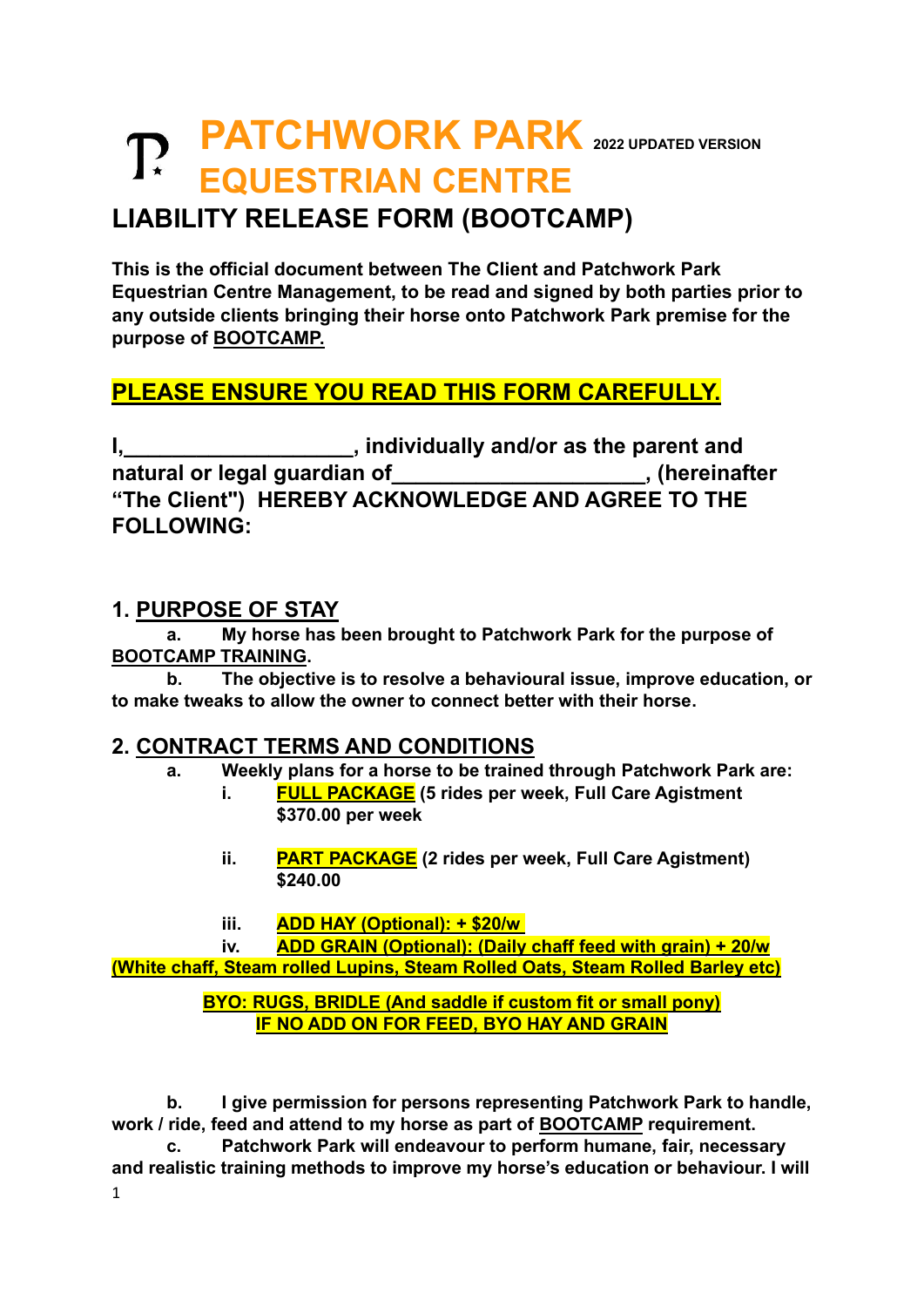# PATCHWORK PARK EQUESTRIAN CENTRE

2022 UPDATED VERSION

## LIABILITY RELEASE FORM (BOOTCAMP)

**This is the official document between The Client and Patchwork Park Equestrian Centre Management, to be read and signed by both parties prior to any outside clients bringing their horse onto Patchwork Park premise for the purpose of BOOTCAMP.**

**PLEASE ENSURE YOU READ THIS FORM CAREFULLY.**

**I,\_\_\_\_\_\_\_\_\_\_\_\_\_\_\_\_\_\_\_, individually and/or as the parent and natural or legal guardian of\_\_\_\_\_\_\_\_\_\_\_\_\_\_\_\_\_\_\_\_\_, (hereinafter "The Client") HEREBY ACKNOWLEDGE AND AGREE TO THE FOLLOWING:**

### 1. PURPOSE OF STAY

**a. My horse has been brought to Patchwork Park for the purpose of BOOTCAMP TRAINING.**

**b. The objective is to resolve a behavioural issue, improve education, or to make tweaks to allow the owner to connect better with their horse.**

### 2. CONTRACT TERMS AND CONDITIONS

**a. Weekly plans for a horse to be trained through Patchwork Park are:**

- **i. FULL PACKAGE (5 rides per week, Full Care Agistment $370.00 per week**
- **ii. PART PACKAGE (2 rides per week, Full Care Agistment) $240.00**
- **iii. ADD HAY (Optional): + $20/w**
- **iv. ADD GRAIN (Optional): (Daily chaff feed with grain) + 20/w (White chaff, Steam rolled Lupins, Steam Rolled Oats, Steam Rolled Barley etc)**

**BYO: RUGS, BRIDLE (And saddle if custom fit or small pony)**
**IF NO ADD ON FOR FEED, BYO HAY AND GRAIN**

**b. I give permission for persons representing Patchwork Park to handle, work / ride, feed and attend to my horse as part of BOOTCAMP requirement.**

**c. Patchwork Park will endeavour to perform humane, fair, necessary and realistic training methods to improve my horse's education or behaviour. I will**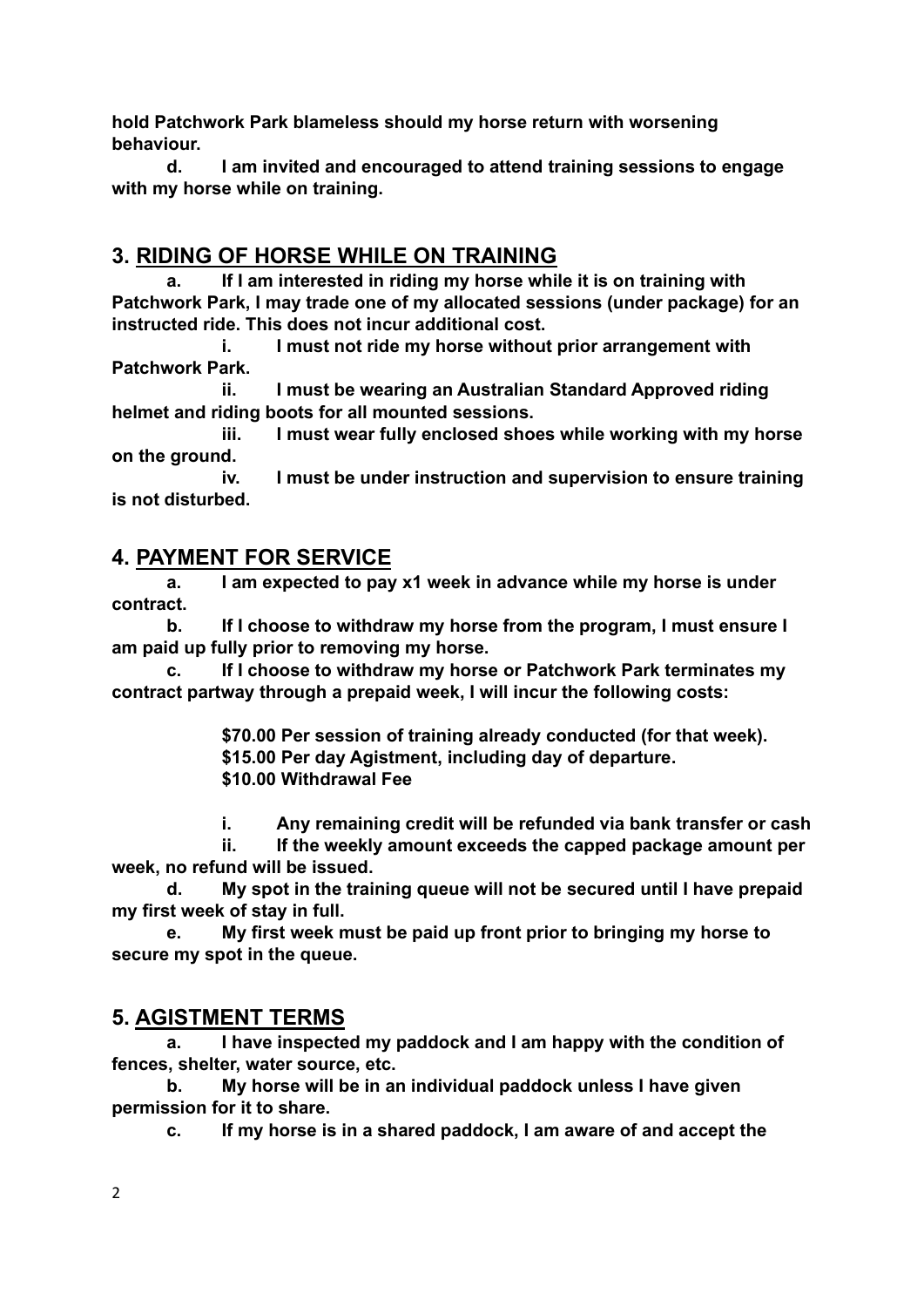**hold Patchwork Park blameless should my horse return with worsening behaviour.**

**d. I am invited and encouraged to attend training sessions to engage with my horse while on training.**

## 3. RIDING OF HORSE WHILE ON TRAINING

**a. If I am interested in riding my horse while it is on training with Patchwork Park, I may trade one of my allocated sessions (under package) for an instructed ride. This does not incur additional cost.**

**i. I must not ride my horse without prior arrangement with Patchwork Park.**

**ii. I must be wearing an Australian Standard Approved riding helmet and riding boots for all mounted sessions.**

**iii. I must wear fully enclosed shoes while working with my horse on the ground.**

**iv. I must be under instruction and supervision to ensure training is not disturbed.**

## 4. PAYMENT FOR SERVICE

**a. I am expected to pay x1 week in advance while my horse is under contract.**

**b. If I choose to withdraw my horse from the program, I must ensure I am paid up fully prior to removing my horse.**

**c. If I choose to withdraw my horse or Patchwork Park terminates my contract partway through a prepaid week, I will incur the following costs:**

**$70.00 Per session of training already conducted (for that week).**
**$15.00 Per day Agistment, including day of departure.**
**$10.00 Withdrawal Fee**

**i. Any remaining credit will be refunded via bank transfer or cash**

**ii. If the weekly amount exceeds the capped package amount per week, no refund will be issued.**

**d. My spot in the training queue will not be secured until I have prepaid my first week of stay in full.**

**e. My first week must be paid up front prior to bringing my horse to secure my spot in the queue.**

## 5. AGISTMENT TERMS

**a. I have inspected my paddock and I am happy with the condition of fences, shelter, water source, etc.**

**b. My horse will be in an individual paddock unless I have given permission for it to share.**

**c. If my horse is in a shared paddock, I am aware of and accept the**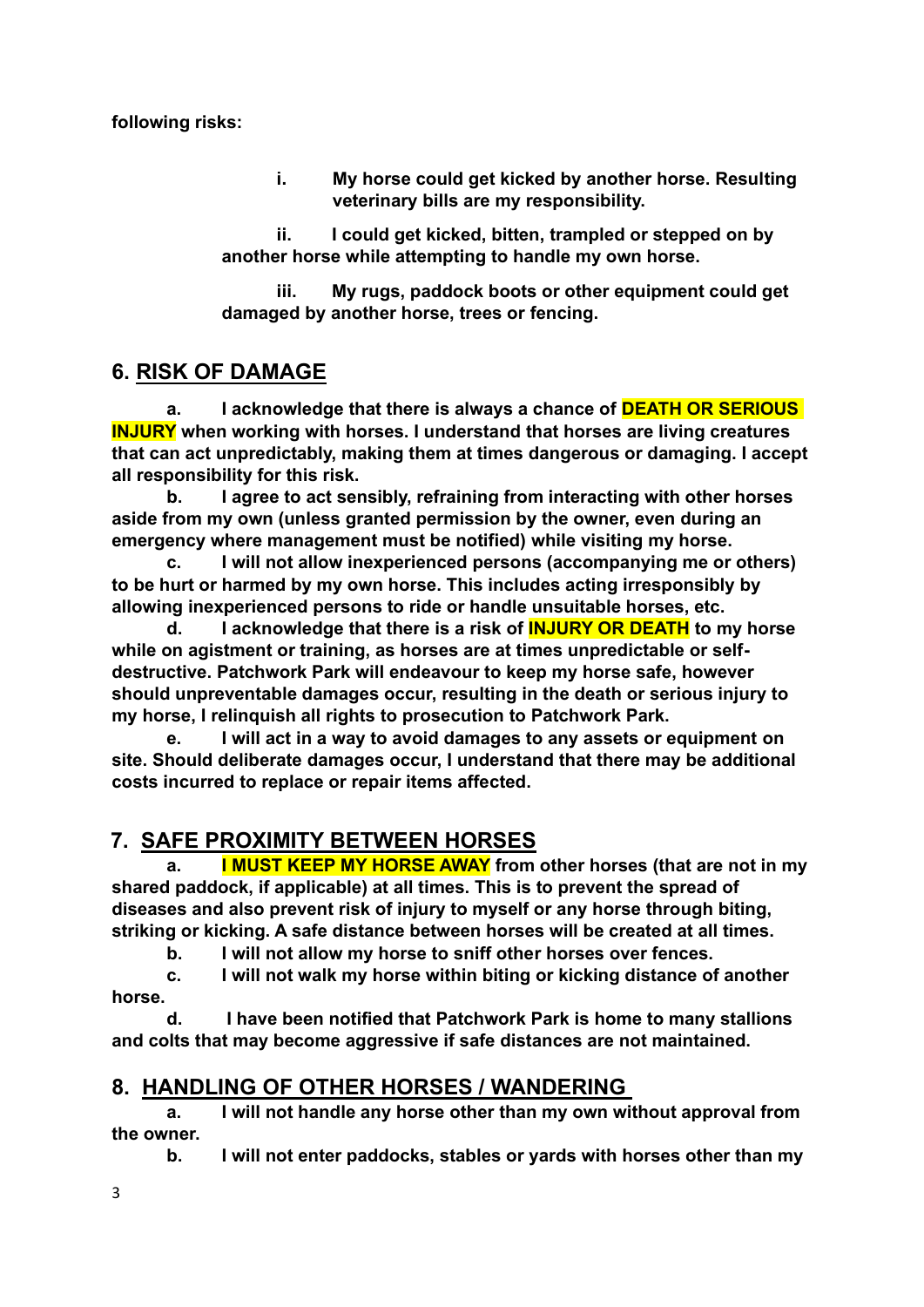**following risks:**

> **i. My horse could get kicked by another horse. Resulting veterinary bills are my responsibility.**
>
> **ii. I could get kicked, bitten, trampled or stepped on by another horse while attempting to handle my own horse.**
>
> **iii. My rugs, paddock boots or other equipment could get damaged by another horse, trees or fencing.**

## 6. RISK OF DAMAGE

**a. I acknowledge that there is always a chance of DEATH OR SERIOUS INJURY when working with horses. I understand that horses are living creatures that can act unpredictably, making them at times dangerous or damaging. I accept all responsibility for this risk.**

**b. I agree to act sensibly, refraining from interacting with other horses aside from my own (unless granted permission by the owner, even during an emergency where management must be notified) while visiting my horse.**

**c. I will not allow inexperienced persons (accompanying me or others) to be hurt or harmed by my own horse. This includes acting irresponsibly by allowing inexperienced persons to ride or handle unsuitable horses, etc.**

**d. I acknowledge that there is a risk of INJURY OR DEATH to my horse while on agistment or training, as horses are at times unpredictable or self-destructive. Patchwork Park will endeavour to keep my horse safe, however should unpreventable damages occur, resulting in the death or serious injury to my horse, I relinquish all rights to prosecution to Patchwork Park.**

**e. I will act in a way to avoid damages to any assets or equipment on site. Should deliberate damages occur, I understand that there may be additional costs incurred to replace or repair items affected.**

## 7. SAFE PROXIMITY BETWEEN HORSES

**a. I MUST KEEP MY HORSE AWAY from other horses (that are not in my shared paddock, if applicable) at all times. This is to prevent the spread of diseases and also prevent risk of injury to myself or any horse through biting, striking or kicking. A safe distance between horses will be created at all times.**

**b. I will not allow my horse to sniff other horses over fences.**

**c. I will not walk my horse within biting or kicking distance of another horse.**

**d. I have been notified that Patchwork Park is home to many stallions and colts that may become aggressive if safe distances are not maintained.**

## 8. HANDLING OF OTHER HORSES / WANDERING

**a. I will not handle any horse other than my own without approval from the owner.**

**b. I will not enter paddocks, stables or yards with horses other than my**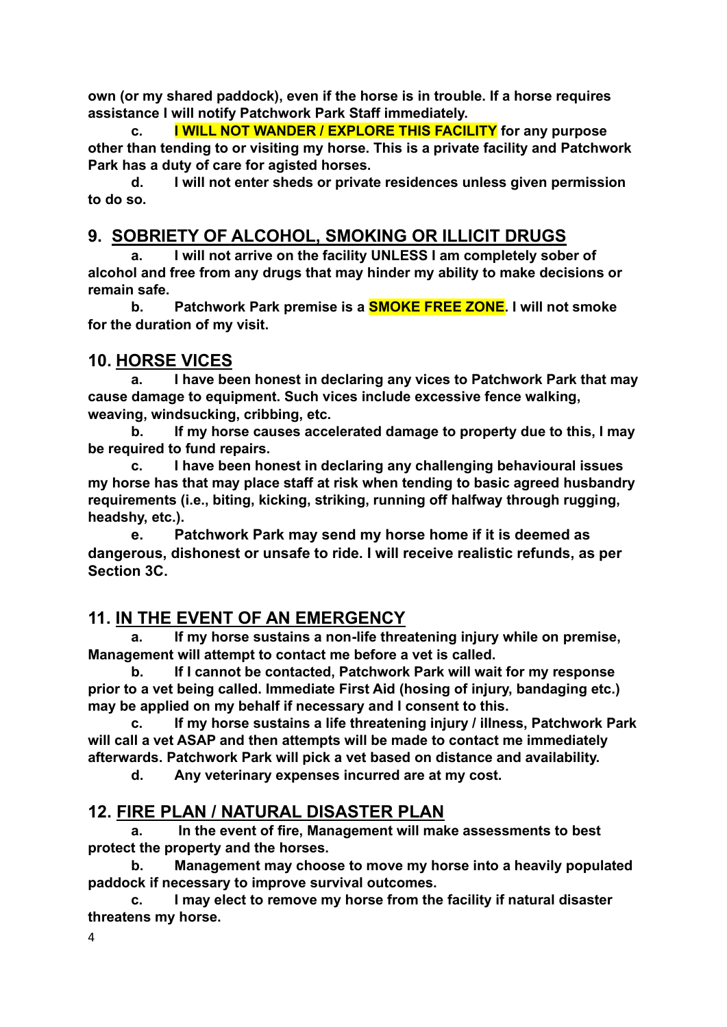**own (or my shared paddock), even if the horse is in trouble. If a horse requires assistance I will notify Patchwork Park Staff immediately.**

**c. I WILL NOT WANDER / EXPLORE THIS FACILITY for any purpose other than tending to or visiting my horse. This is a private facility and Patchwork Park has a duty of care for agisted horses.**

**d. I will not enter sheds or private residences unless given permission to do so.**

## 9. SOBRIETY OF ALCOHOL, SMOKING OR ILLICIT DRUGS

**a. I will not arrive on the facility UNLESS I am completely sober of alcohol and free from any drugs that may hinder my ability to make decisions or remain safe.**

**b. Patchwork Park premise is a SMOKE FREE ZONE. I will not smoke for the duration of my visit.**

## 10. HORSE VICES

**a. I have been honest in declaring any vices to Patchwork Park that may cause damage to equipment. Such vices include excessive fence walking, weaving, windsucking, cribbing, etc.**

**b. If my horse causes accelerated damage to property due to this, I may be required to fund repairs.**

**c. I have been honest in declaring any challenging behavioural issues my horse has that may place staff at risk when tending to basic agreed husbandry requirements (i.e., biting, kicking, striking, running off halfway through rugging, headshy, etc.).**

**e. Patchwork Park may send my horse home if it is deemed as dangerous, dishonest or unsafe to ride. I will receive realistic refunds, as per Section 3C.**

## 11. IN THE EVENT OF AN EMERGENCY

**a. If my horse sustains a non-life threatening injury while on premise, Management will attempt to contact me before a vet is called.**

**b. If I cannot be contacted, Patchwork Park will wait for my response prior to a vet being called. Immediate First Aid (hosing of injury, bandaging etc.) may be applied on my behalf if necessary and I consent to this.**

**c. If my horse sustains a life threatening injury / illness, Patchwork Park will call a vet ASAP and then attempts will be made to contact me immediately afterwards. Patchwork Park will pick a vet based on distance and availability.**

**d. Any veterinary expenses incurred are at my cost.**

## 12. FIRE PLAN / NATURAL DISASTER PLAN

**a. In the event of fire, Management will make assessments to best protect the property and the horses.**

**b. Management may choose to move my horse into a heavily populated paddock if necessary to improve survival outcomes.**

**c. I may elect to remove my horse from the facility if natural disaster threatens my horse.**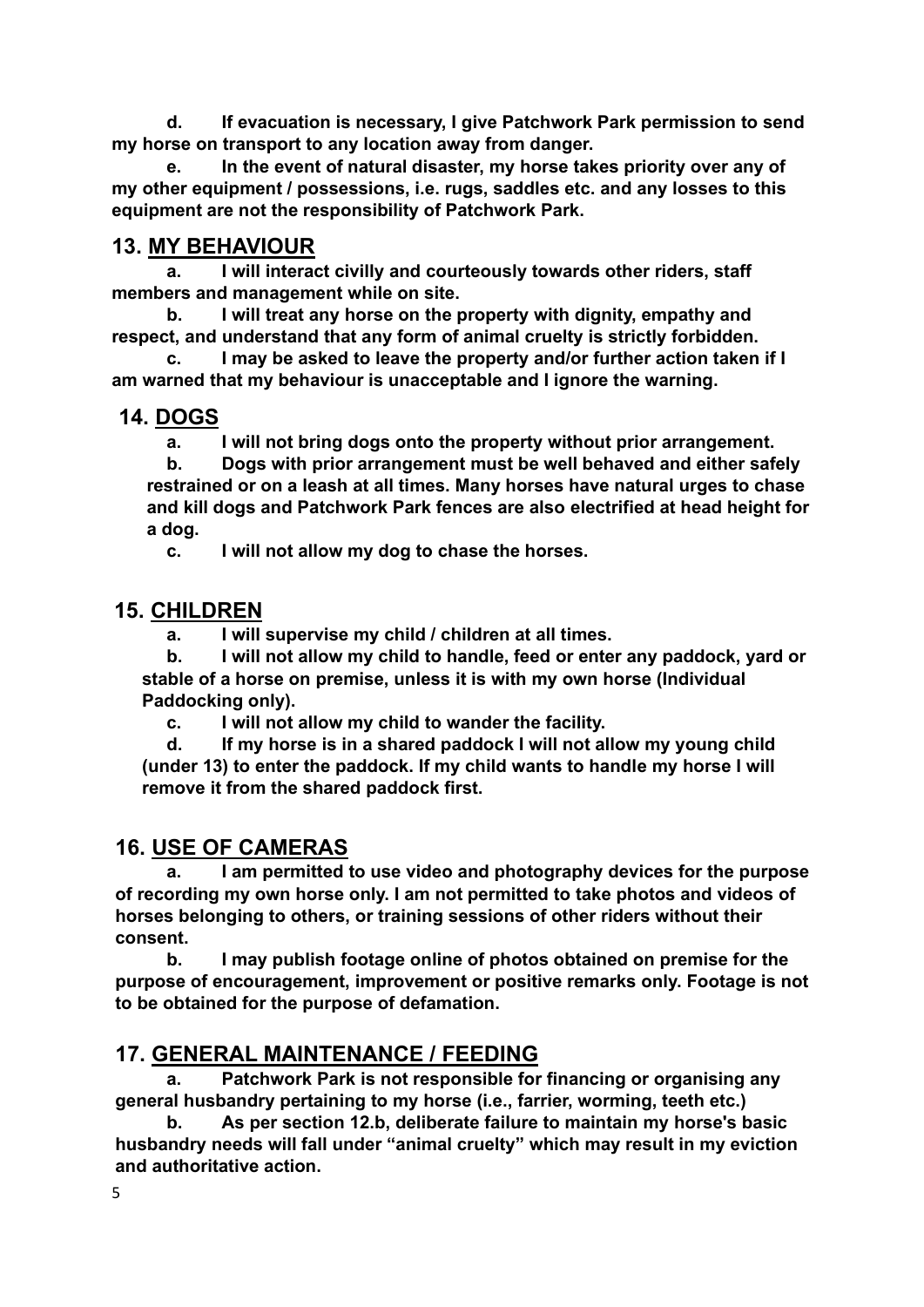**d. If evacuation is necessary, I give Patchwork Park permission to send my horse on transport to any location away from danger.**

**e. In the event of natural disaster, my horse takes priority over any of my other equipment / possessions, i.e. rugs, saddles etc. and any losses to this equipment are not the responsibility of Patchwork Park.**

## 13. MY BEHAVIOUR

**a. I will interact civilly and courteously towards other riders, staff members and management while on site.**

**b. I will treat any horse on the property with dignity, empathy and respect, and understand that any form of animal cruelty is strictly forbidden.**

**c. I may be asked to leave the property and/or further action taken if I am warned that my behaviour is unacceptable and I ignore the warning.**

## 14. DOGS

**a. I will not bring dogs onto the property without prior arrangement.**

**b. Dogs with prior arrangement must be well behaved and either safely restrained or on a leash at all times. Many horses have natural urges to chase and kill dogs and Patchwork Park fences are also electrified at head height for a dog.**

**c. I will not allow my dog to chase the horses.**

## 15. CHILDREN

**a. I will supervise my child / children at all times.**

**b. I will not allow my child to handle, feed or enter any paddock, yard or stable of a horse on premise, unless it is with my own horse (Individual Paddocking only).**

**c. I will not allow my child to wander the facility.**

**d. If my horse is in a shared paddock I will not allow my young child (under 13) to enter the paddock. If my child wants to handle my horse I will remove it from the shared paddock first.**

## 16. USE OF CAMERAS

**a. I am permitted to use video and photography devices for the purpose of recording my own horse only. I am not permitted to take photos and videos of horses belonging to others, or training sessions of other riders without their consent.**

**b. I may publish footage online of photos obtained on premise for the purpose of encouragement, improvement or positive remarks only. Footage is not to be obtained for the purpose of defamation.**

## 17. GENERAL MAINTENANCE / FEEDING

**a. Patchwork Park is not responsible for financing or organising any general husbandry pertaining to my horse (i.e., farrier, worming, teeth etc.)**

**b. As per section 12.b, deliberate failure to maintain my horse's basic husbandry needs will fall under "animal cruelty" which may result in my eviction and authoritative action.**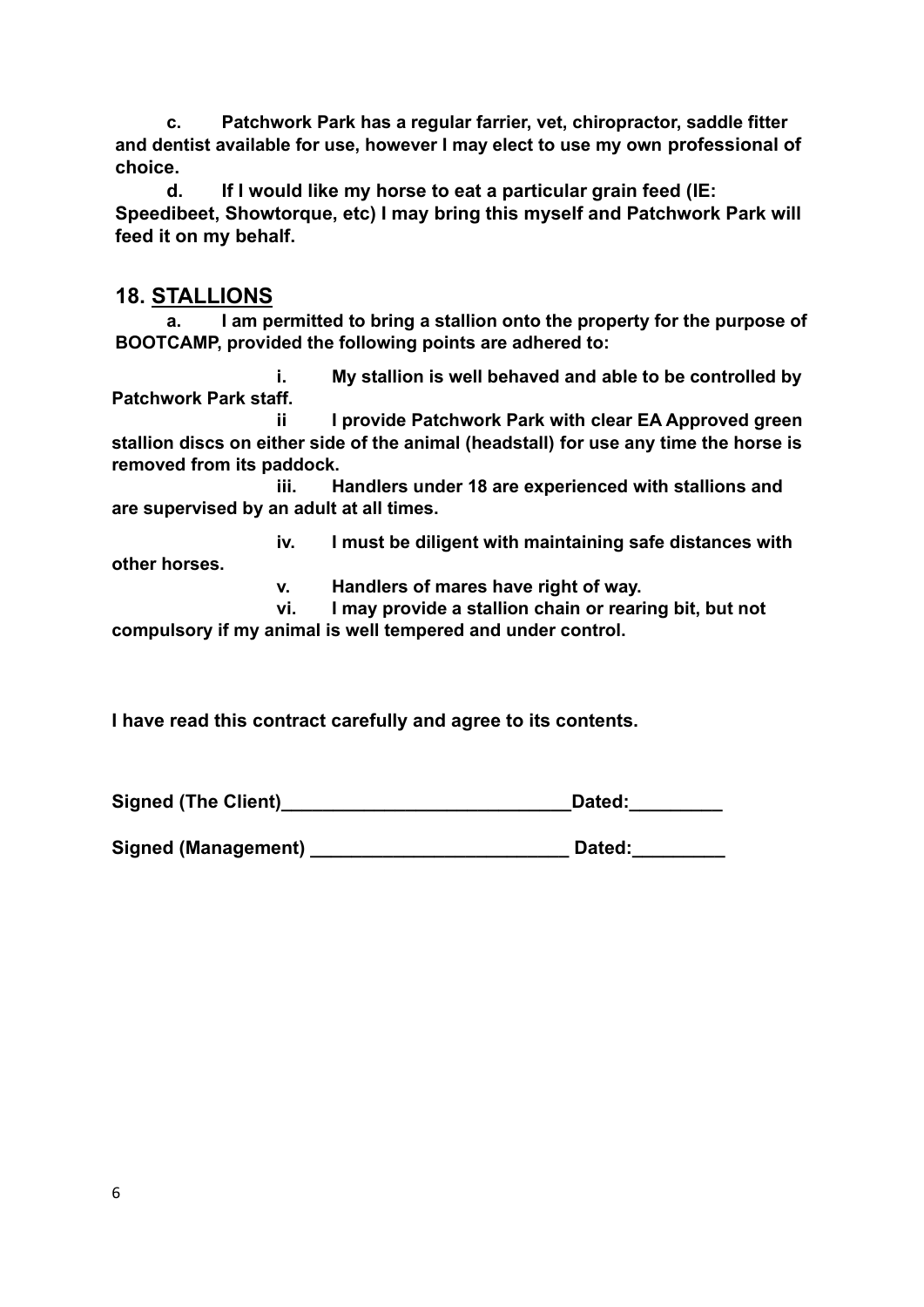**c. Patchwork Park has a regular farrier, vet, chiropractor, saddle fitter and dentist available for use, however I may elect to use my own professional of choice.**

**d. If I would like my horse to eat a particular grain feed (IE: Speedibeet, Showtorque, etc) I may bring this myself and Patchwork Park will feed it on my behalf.**

## 18. STALLIONS

**a. I am permitted to bring a stallion onto the property for the purpose of BOOTCAMP, provided the following points are adhered to:**

**i. My stallion is well behaved and able to be controlled by Patchwork Park staff.**

**ii I provide Patchwork Park with clear EA Approved green stallion discs on either side of the animal (headstall) for use any time the horse is removed from its paddock.**

**iii. Handlers under 18 are experienced with stallions and are supervised by an adult at all times.**

**iv. I must be diligent with maintaining safe distances with other horses.**

**v. Handlers of mares have right of way.**

**vi. I may provide a stallion chain or rearing bit, but not compulsory if my animal is well tempered and under control.**

**I have read this contract carefully and agree to its contents.**

**Signed (The Client)____________________________Dated:_________**

**Signed (Management) _________________________ Dated:_________**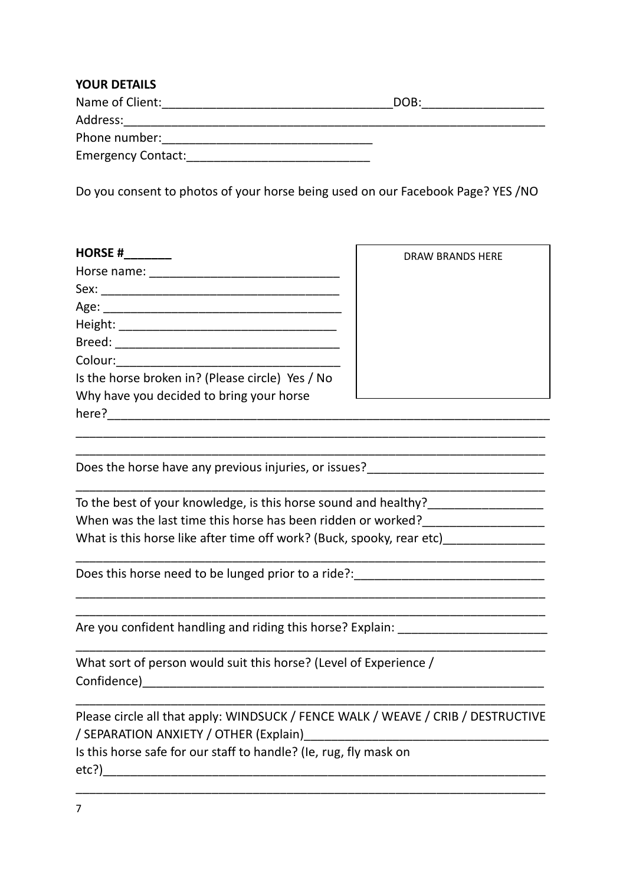**YOUR DETAILS**

Name of Client:_________________________________DOB:_________________

Address:_____________________________________________________________

Phone number:_______________________________

Emergency Contact:___________________________

Do you consent to photos of your horse being used on our Facebook Page? YES /NO

**HORSE #_______**

DRAW BRANDS HERE

Horse name: ___________________________

Sex: __________________________________

Age: __________________________________

Height: _______________________________

Breed: ________________________________

Colour:________________________________

Is the horse broken in? (Please circle) Yes / No

Why have you decided to bring your horse here?_____________________________________________________________

_____________________________________________________________

_____________________________________________________________

Does the horse have any previous injuries, or issues?_________________________

_____________________________________________________________

To the best of your knowledge, is this horse sound and healthy?________________

When was the last time this horse has been ridden or worked?_________________

What is this horse like after time off work? (Buck, spooky, rear etc)______________

_____________________________________________________________

Does this horse need to be lunged prior to a ride?:___________________________

_____________________________________________________________

_____________________________________________________________

Are you confident handling and riding this horse? Explain: _____________________

_____________________________________________________________

What sort of person would suit this horse? (Level of Experience / Confidence)___________________________________________________________

_____________________________________________________________

Please circle all that apply: WINDSUCK / FENCE WALK / WEAVE / CRIB / DESTRUCTIVE / SEPARATION ANXIETY / OTHER (Explain)___________________________________

Is this horse safe for our staff to handle? (Ie, rug, fly mask on etc?)_________________________________________________________________

_____________________________________________________________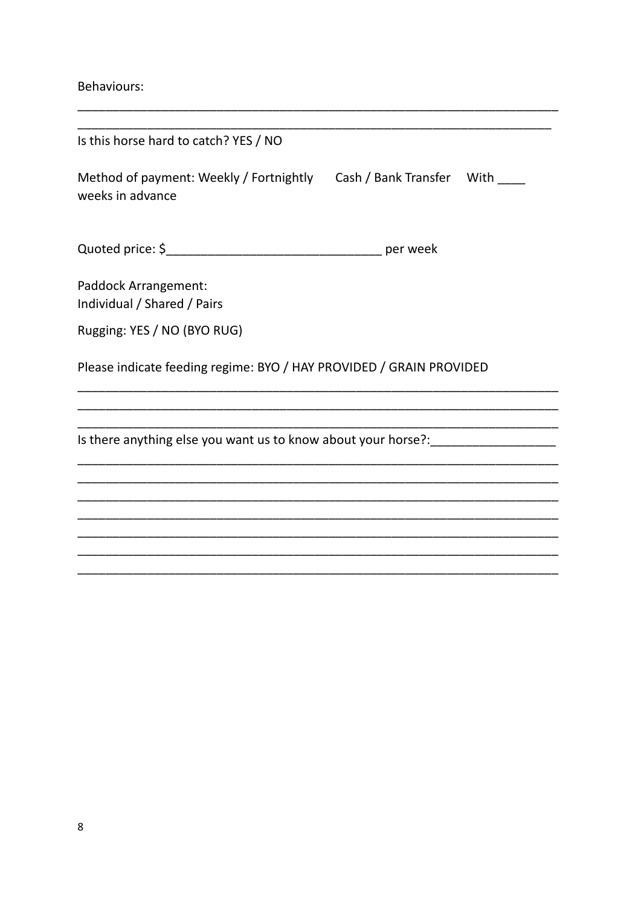Behaviours:

______________________________________________________________________

_____________________________________________________________________

Is this horse hard to catch? YES / NO

Method of payment: Weekly / Fortnightly      Cash / Bank Transfer    With ____ weeks in advance

Quoted price: $______________________________ per week

Paddock Arrangement:
Individual / Shared / Pairs

Rugging: YES / NO (BYO RUG)

Please indicate feeding regime: BYO / HAY PROVIDED / GRAIN PROVIDED

______________________________________________________________________

______________________________________________________________________

______________________________________________________________________

Is there anything else you want us to know about your horse?:_________________

______________________________________________________________________

______________________________________________________________________

______________________________________________________________________

______________________________________________________________________

______________________________________________________________________

______________________________________________________________________

______________________________________________________________________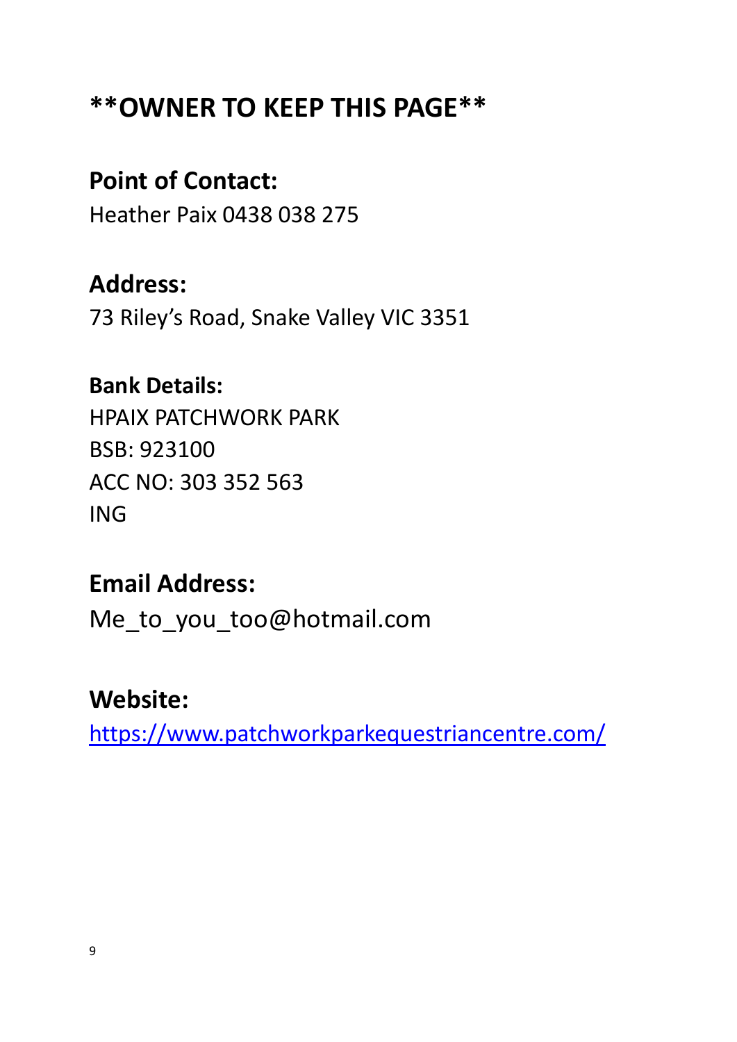# **OWNER TO KEEP THIS PAGE**

## Point of Contact:

Heather Paix 0438 038 275

## Address:

73 Riley's Road, Snake Valley VIC 3351

**Bank Details:**

HPAIX PATCHWORK PARK
BSB: 923100
ACC NO: 303 352 563
ING

## Email Address:

Me_to_you_too@hotmail.com

## Website:

https://www.patchworkparkequestriancentre.com/